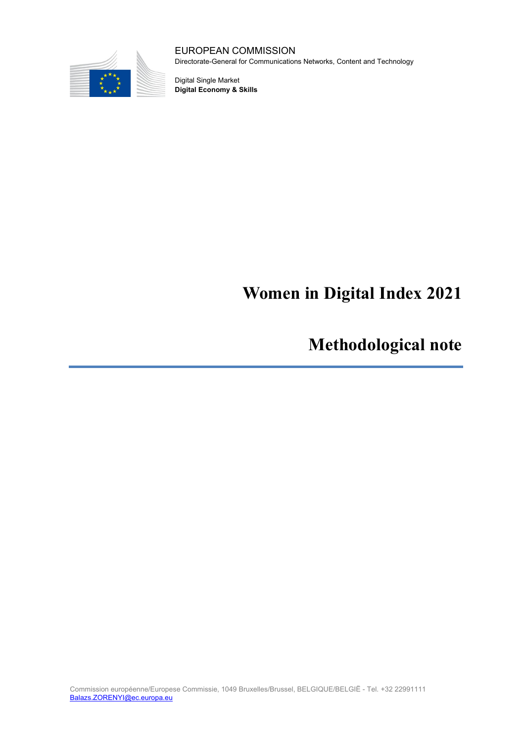EUROPEAN COMMISSION
Directorate-General for Communications Networks, Content and Technology

Digital Single Market
**Digital Economy & Skills**

# Women in Digital Index 2021

# Methodological note

Commission européenne/Europese Commissie, 1049 Bruxelles/Brussel, BELGIQUE/BELGIË - Tel. +32 22991111
Balazs.ZORENYI@ec.europa.eu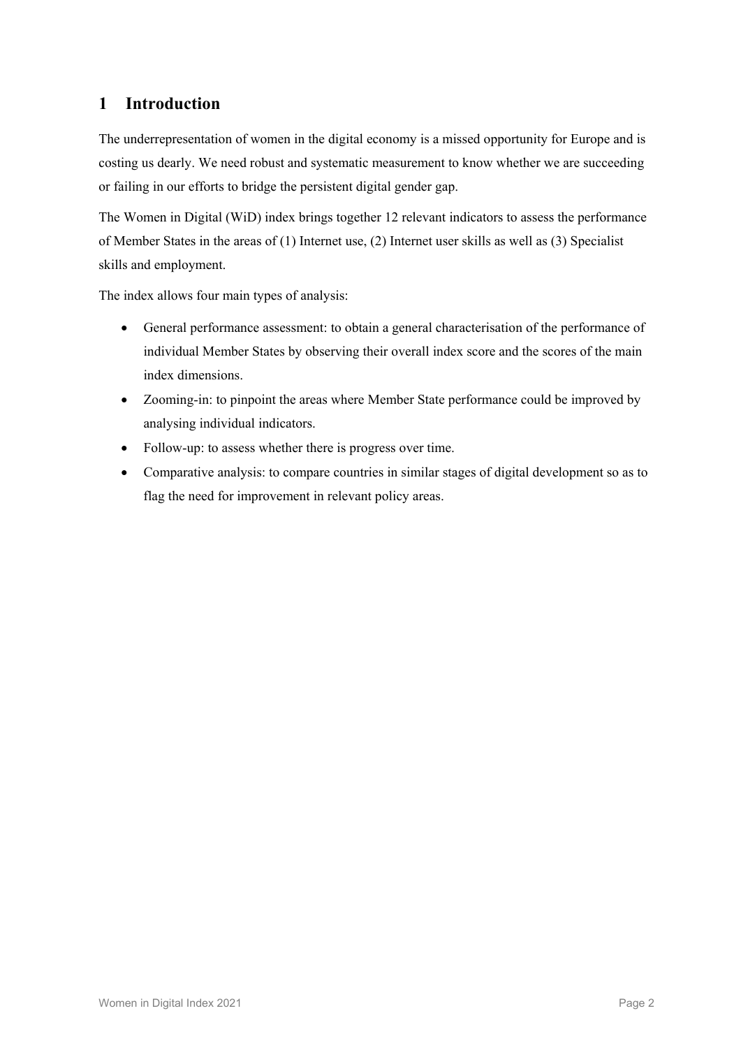# 1 Introduction

The underrepresentation of women in the digital economy is a missed opportunity for Europe and is costing us dearly. We need robust and systematic measurement to know whether we are succeeding or failing in our efforts to bridge the persistent digital gender gap.

The Women in Digital (WiD) index brings together 12 relevant indicators to assess the performance of Member States in the areas of (1) Internet use, (2) Internet user skills as well as (3) Specialist skills and employment.

The index allows four main types of analysis:

- General performance assessment: to obtain a general characterisation of the performance of individual Member States by observing their overall index score and the scores of the main index dimensions.
- Zooming-in: to pinpoint the areas where Member State performance could be improved by analysing individual indicators.
- Follow-up: to assess whether there is progress over time.
- Comparative analysis: to compare countries in similar stages of digital development so as to flag the need for improvement in relevant policy areas.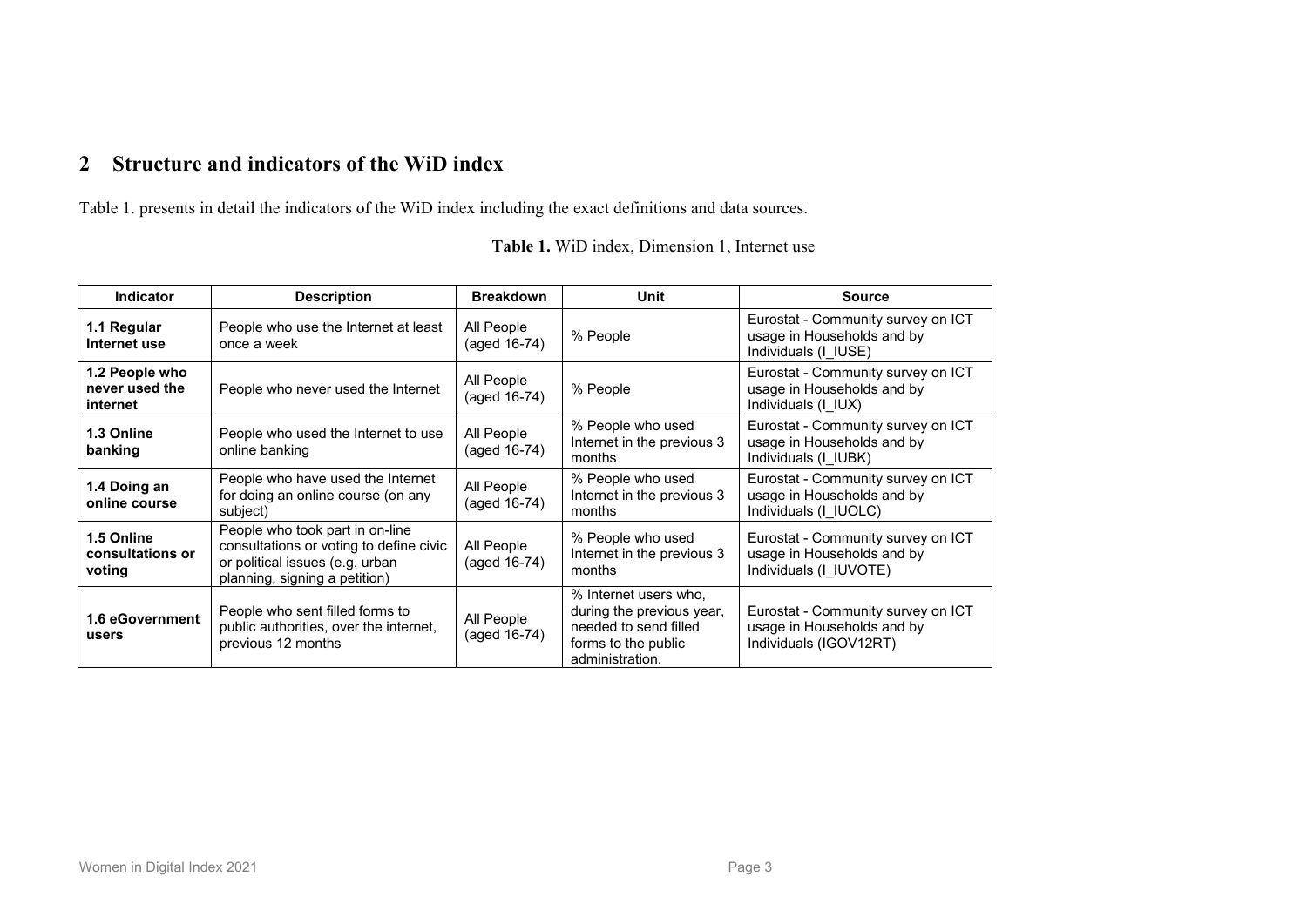## 2 Structure and indicators of the WiD index

Table 1. presents in detail the indicators of the WiD index including the exact definitions and data sources.

**Table 1.** WiD index, Dimension 1, Internet use

| Indicator | Description | Breakdown | Unit | Source |
|---|---|---|---|---|
| **1.1 Regular Internet use** | People who use the Internet at least once a week | All People (aged 16-74) | % People | Eurostat - Community survey on ICT usage in Households and by Individuals (I_IUSE) |
| **1.2 People who never used the internet** | People who never used the Internet | All People (aged 16-74) | % People | Eurostat - Community survey on ICT usage in Households and by Individuals (I_IUX) |
| **1.3 Online banking** | People who used the Internet to use online banking | All People (aged 16-74) | % People who used Internet in the previous 3 months | Eurostat - Community survey on ICT usage in Households and by Individuals (I_IUBK) |
| **1.4 Doing an online course** | People who have used the Internet for doing an online course (on any subject) | All People (aged 16-74) | % People who used Internet in the previous 3 months | Eurostat - Community survey on ICT usage in Households and by Individuals (I_IUOLC) |
| **1.5 Online consultations or voting** | People who took part in on-line consultations or voting to define civic or political issues (e.g. urban planning, signing a petition) | All People (aged 16-74) | % People who used Internet in the previous 3 months | Eurostat - Community survey on ICT usage in Households and by Individuals (I_IUVOTE) |
| **1.6 eGovernment users** | People who sent filled forms to public authorities, over the internet, previous 12 months | All People (aged 16-74) | % Internet users who, during the previous year, needed to send filled forms to the public administration. | Eurostat - Community survey on ICT usage in Households and by Individuals (IGOV12RT) |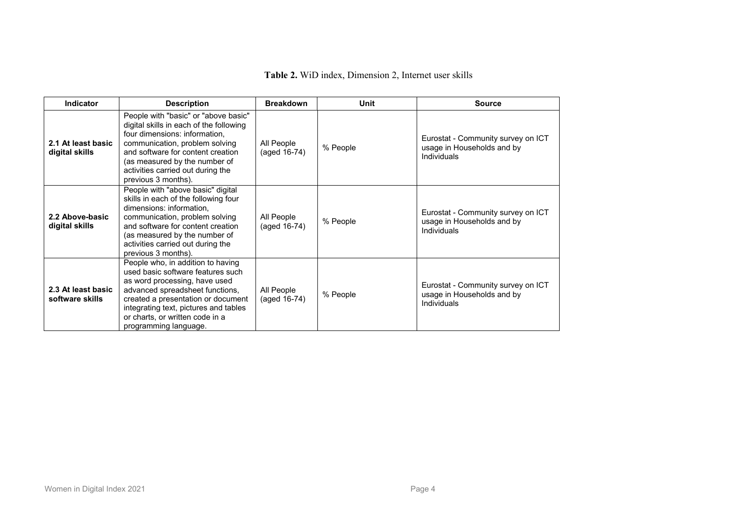**Table 2.** WiD index, Dimension 2, Internet user skills

| Indicator | Description | Breakdown | Unit | Source |
|---|---|---|---|---|
| **2.1 At least basic digital skills** | People with "basic" or "above basic" digital skills in each of the following four dimensions: information, communication, problem solving and software for content creation (as measured by the number of activities carried out during the previous 3 months). | All People (aged 16-74) | % People | Eurostat - Community survey on ICT usage in Households and by Individuals |
| **2.2 Above-basic digital skills** | People with "above basic" digital skills in each of the following four dimensions: information, communication, problem solving and software for content creation (as measured by the number of activities carried out during the previous 3 months). | All People (aged 16-74) | % People | Eurostat - Community survey on ICT usage in Households and by Individuals |
| **2.3 At least basic software skills** | People who, in addition to having used basic software features such as word processing, have used advanced spreadsheet functions, created a presentation or document integrating text, pictures and tables or charts, or written code in a programming language. | All People (aged 16-74) | % People | Eurostat - Community survey on ICT usage in Households and by Individuals |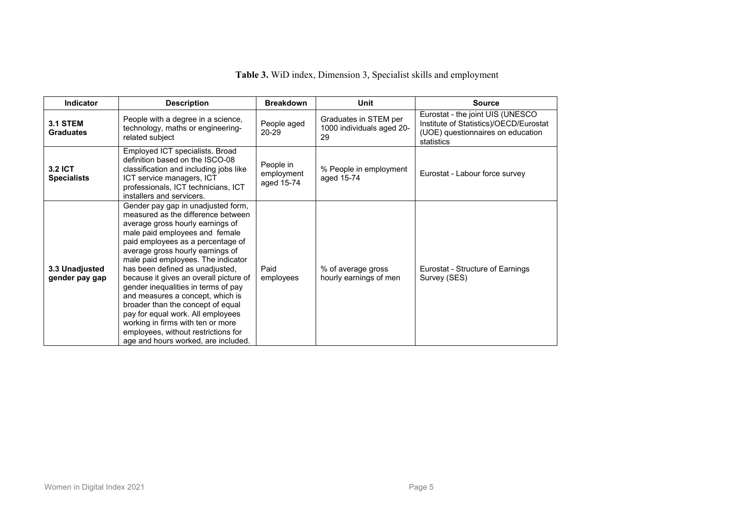**Table 3.** WiD index, Dimension 3, Specialist skills and employment

| Indicator | Description | Breakdown | Unit | Source |
| --- | --- | --- | --- | --- |
| **3.1 STEM Graduates** | People with a degree in a science, technology, maths or engineering-related subject | People aged 20-29 | Graduates in STEM per 1000 individuals aged 20-29 | Eurostat - the joint UIS (UNESCO Institute of Statistics)/OECD/Eurostat (UOE) questionnaires on education statistics |
| **3.2 ICT Specialists** | Employed ICT specialists. Broad definition based on the ISCO-08 classification and including jobs like ICT service managers, ICT professionals, ICT technicians, ICT installers and servicers. | People in employment aged 15-74 | % People in employment aged 15-74 | Eurostat - Labour force survey |
| **3.3 Unadjusted gender pay gap** | Gender pay gap in unadjusted form, measured as the difference between average gross hourly earnings of male paid employees and female paid employees as a percentage of average gross hourly earnings of male paid employees. The indicator has been defined as unadjusted, because it gives an overall picture of gender inequalities in terms of pay and measures a concept, which is broader than the concept of equal pay for equal work. All employees working in firms with ten or more employees, without restrictions for age and hours worked, are included. | Paid employees | % of average gross hourly earnings of men | Eurostat - Structure of Earnings Survey (SES) |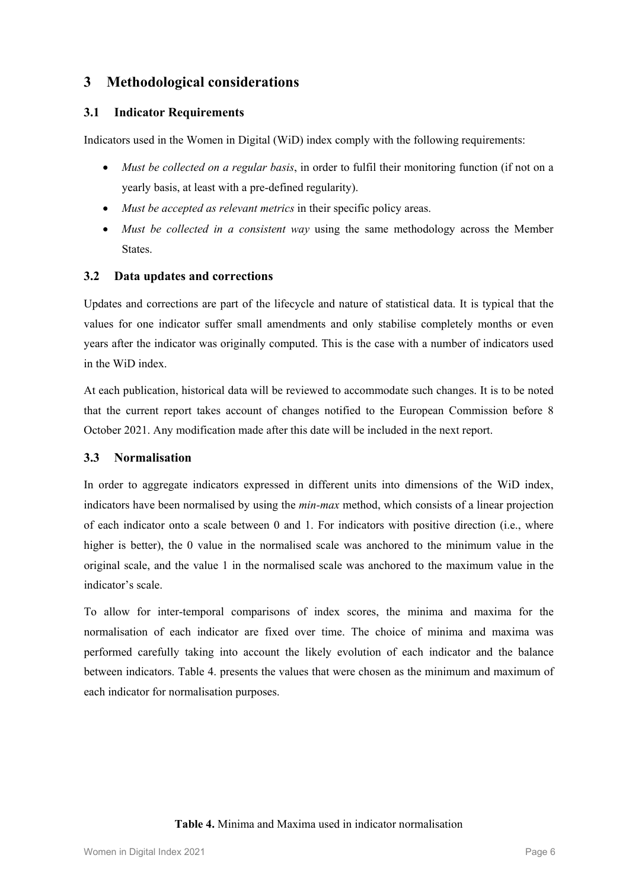# 3 Methodological considerations

## 3.1 Indicator Requirements

Indicators used in the Women in Digital (WiD) index comply with the following requirements:

- *Must be collected on a regular basis*, in order to fulfil their monitoring function (if not on a yearly basis, at least with a pre-defined regularity).
- *Must be accepted as relevant metrics* in their specific policy areas.
- *Must be collected in a consistent way* using the same methodology across the Member States.

## 3.2 Data updates and corrections

Updates and corrections are part of the lifecycle and nature of statistical data. It is typical that the values for one indicator suffer small amendments and only stabilise completely months or even years after the indicator was originally computed. This is the case with a number of indicators used in the WiD index.

At each publication, historical data will be reviewed to accommodate such changes. It is to be noted that the current report takes account of changes notified to the European Commission before 8 October 2021. Any modification made after this date will be included in the next report.

## 3.3 Normalisation

In order to aggregate indicators expressed in different units into dimensions of the WiD index, indicators have been normalised by using the *min-max* method, which consists of a linear projection of each indicator onto a scale between 0 and 1. For indicators with positive direction (i.e., where higher is better), the 0 value in the normalised scale was anchored to the minimum value in the original scale, and the value 1 in the normalised scale was anchored to the maximum value in the indicator's scale.

To allow for inter-temporal comparisons of index scores, the minima and maxima for the normalisation of each indicator are fixed over time. The choice of minima and maxima was performed carefully taking into account the likely evolution of each indicator and the balance between indicators. Table 4. presents the values that were chosen as the minimum and maximum of each indicator for normalisation purposes.

**Table 4.** Minima and Maxima used in indicator normalisation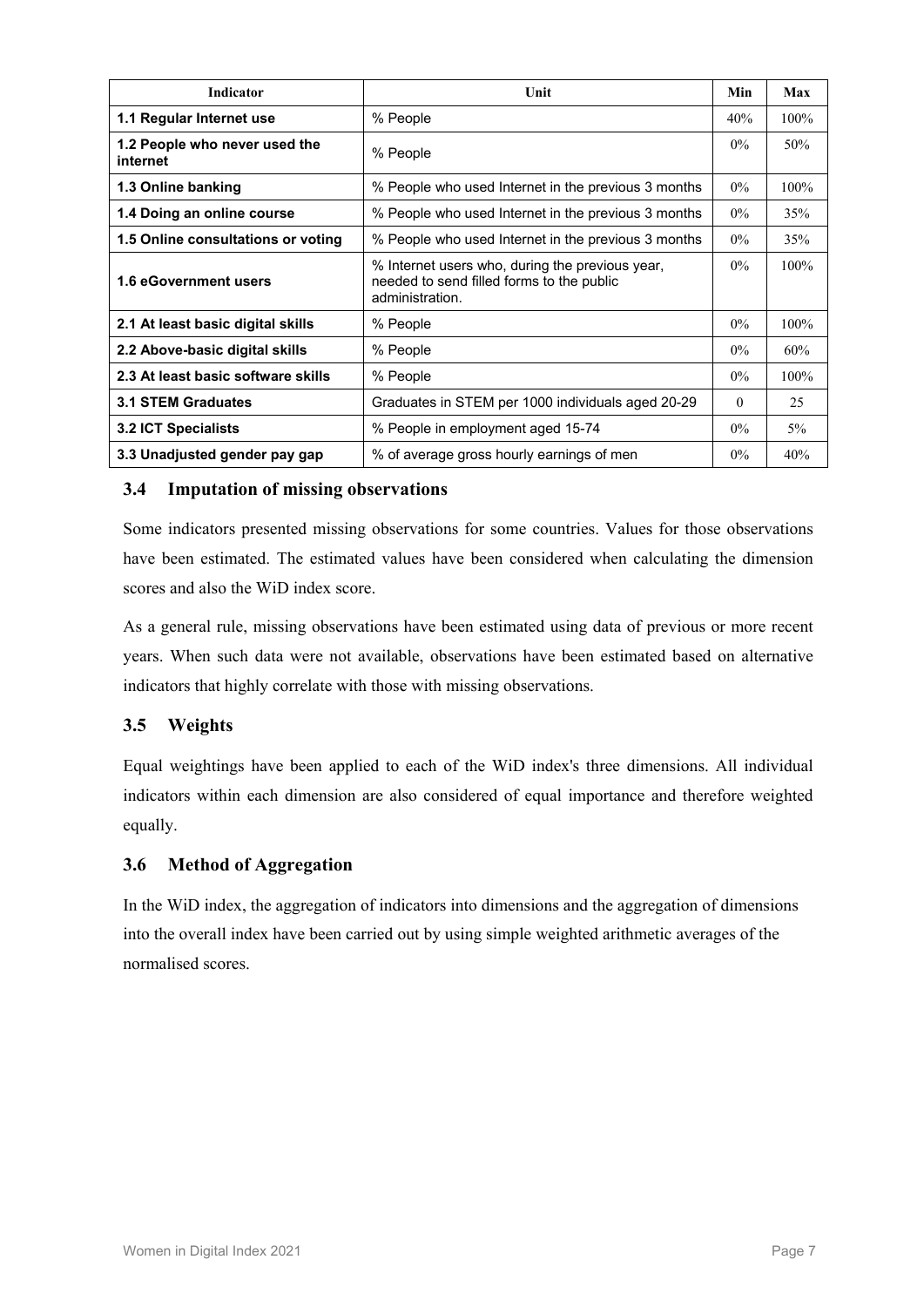| Indicator | Unit | Min | Max |
|---|---|---|---|
| **1.1 Regular Internet use** | % People | 40% | 100% |
| **1.2 People who never used the internet** | % People | 0% | 50% |
| **1.3 Online banking** | % People who used Internet in the previous 3 months | 0% | 100% |
| **1.4 Doing an online course** | % People who used Internet in the previous 3 months | 0% | 35% |
| **1.5 Online consultations or voting** | % People who used Internet in the previous 3 months | 0% | 35% |
| **1.6 eGovernment users** | % Internet users who, during the previous year, needed to send filled forms to the public administration. | 0% | 100% |
| **2.1 At least basic digital skills** | % People | 0% | 100% |
| **2.2 Above-basic digital skills** | % People | 0% | 60% |
| **2.3 At least basic software skills** | % People | 0% | 100% |
| **3.1 STEM Graduates** | Graduates in STEM per 1000 individuals aged 20-29 | 0 | 25 |
| **3.2 ICT Specialists** | % People in employment aged 15-74 | 0% | 5% |
| **3.3 Unadjusted gender pay gap** | % of average gross hourly earnings of men | 0% | 40% |

## 3.4 Imputation of missing observations

Some indicators presented missing observations for some countries. Values for those observations have been estimated. The estimated values have been considered when calculating the dimension scores and also the WiD index score.

As a general rule, missing observations have been estimated using data of previous or more recent years. When such data were not available, observations have been estimated based on alternative indicators that highly correlate with those with missing observations.

## 3.5 Weights

Equal weightings have been applied to each of the WiD index's three dimensions. All individual indicators within each dimension are also considered of equal importance and therefore weighted equally.

## 3.6 Method of Aggregation

In the WiD index, the aggregation of indicators into dimensions and the aggregation of dimensions into the overall index have been carried out by using simple weighted arithmetic averages of the normalised scores.